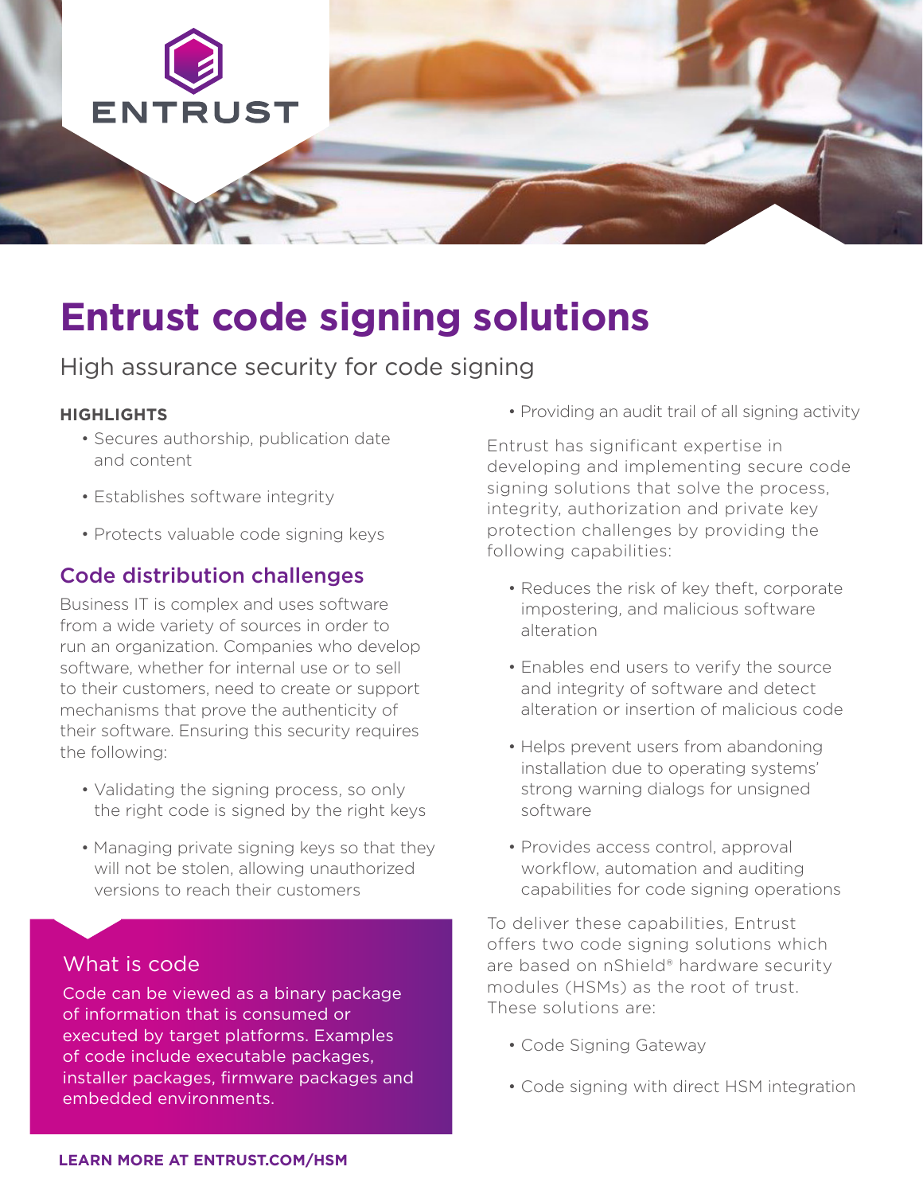# Entrust code signing solutions

High assurance security for code signing

**HIGHLIGHTS**

- Secures authorship, publication date and content
- Establishes software integrity
- Protects valuable code signing keys

## Code distribution challenges

Business IT is complex and uses software from a wide variety of sources in order to run an organization. Companies who develop software, whether for internal use or to sell to their customers, need to create or support mechanisms that prove the authenticity of their software. Ensuring this security requires the following:

- Validating the signing process, so only the right code is signed by the right keys
- Managing private signing keys so that they will not be stolen, allowing unauthorized versions to reach their customers
- Providing an audit trail of all signing activity

### What is code

Code can be viewed as a binary package of information that is consumed or executed by target platforms. Examples of code include executable packages, installer packages, firmware packages and embedded environments.

Entrust has significant expertise in developing and implementing secure code signing solutions that solve the process, integrity, authorization and private key protection challenges by providing the following capabilities:

- Reduces the risk of key theft, corporate impostering, and malicious software alteration
- Enables end users to verify the source and integrity of software and detect alteration or insertion of malicious code
- Helps prevent users from abandoning installation due to operating systems' strong warning dialogs for unsigned software
- Provides access control, approval workflow, automation and auditing capabilities for code signing operations

To deliver these capabilities, Entrust offers two code signing solutions which are based on nShield® hardware security modules (HSMs) as the root of trust. These solutions are:

- Code Signing Gateway
- Code signing with direct HSM integration

**LEARN MORE AT ENTRUST.COM/HSM**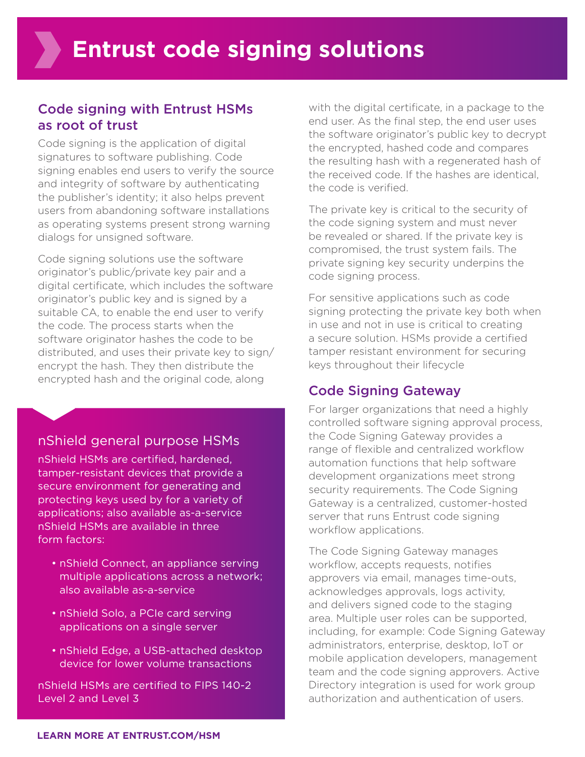# Entrust code signing solutions

## Code signing with Entrust HSMs as root of trust

Code signing is the application of digital signatures to software publishing. Code signing enables end users to verify the source and integrity of software by authenticating the publisher's identity; it also helps prevent users from abandoning software installations as operating systems present strong warning dialogs for unsigned software.

Code signing solutions use the software originator's public/private key pair and a digital certificate, which includes the software originator's public key and is signed by a suitable CA, to enable the end user to verify the code. The process starts when the software originator hashes the code to be distributed, and uses their private key to sign/encrypt the hash. They then distribute the encrypted hash and the original code, along with the digital certificate, in a package to the end user. As the final step, the end user uses the software originator's public key to decrypt the encrypted, hashed code and compares the resulting hash with a regenerated hash of the received code. If the hashes are identical, the code is verified.

The private key is critical to the security of the code signing system and must never be revealed or shared. If the private key is compromised, the trust system fails. The private signing key security underpins the code signing process.

For sensitive applications such as code signing protecting the private key both when in use and not in use is critical to creating a secure solution. HSMs provide a certified tamper resistant environment for securing keys throughout their lifecycle

### nShield general purpose HSMs

nShield HSMs are certified, hardened, tamper-resistant devices that provide a secure environment for generating and protecting keys used by for a variety of applications; also available as-a-service nShield HSMs are available in three form factors:

- nShield Connect, an appliance serving multiple applications across a network; also available as-a-service
- nShield Solo, a PCIe card serving applications on a single server
- nShield Edge, a USB-attached desktop device for lower volume transactions

nShield HSMs are certified to FIPS 140-2 Level 2 and Level 3

## Code Signing Gateway

For larger organizations that need a highly controlled software signing approval process, the Code Signing Gateway provides a range of flexible and centralized workflow automation functions that help software development organizations meet strong security requirements. The Code Signing Gateway is a centralized, customer-hosted server that runs Entrust code signing workflow applications.

The Code Signing Gateway manages workflow, accepts requests, notifies approvers via email, manages time-outs, acknowledges approvals, logs activity, and delivers signed code to the staging area. Multiple user roles can be supported, including, for example: Code Signing Gateway administrators, enterprise, desktop, IoT or mobile application developers, management team and the code signing approvers. Active Directory integration is used for work group authorization and authentication of users.

**LEARN MORE AT ENTRUST.COM/HSM**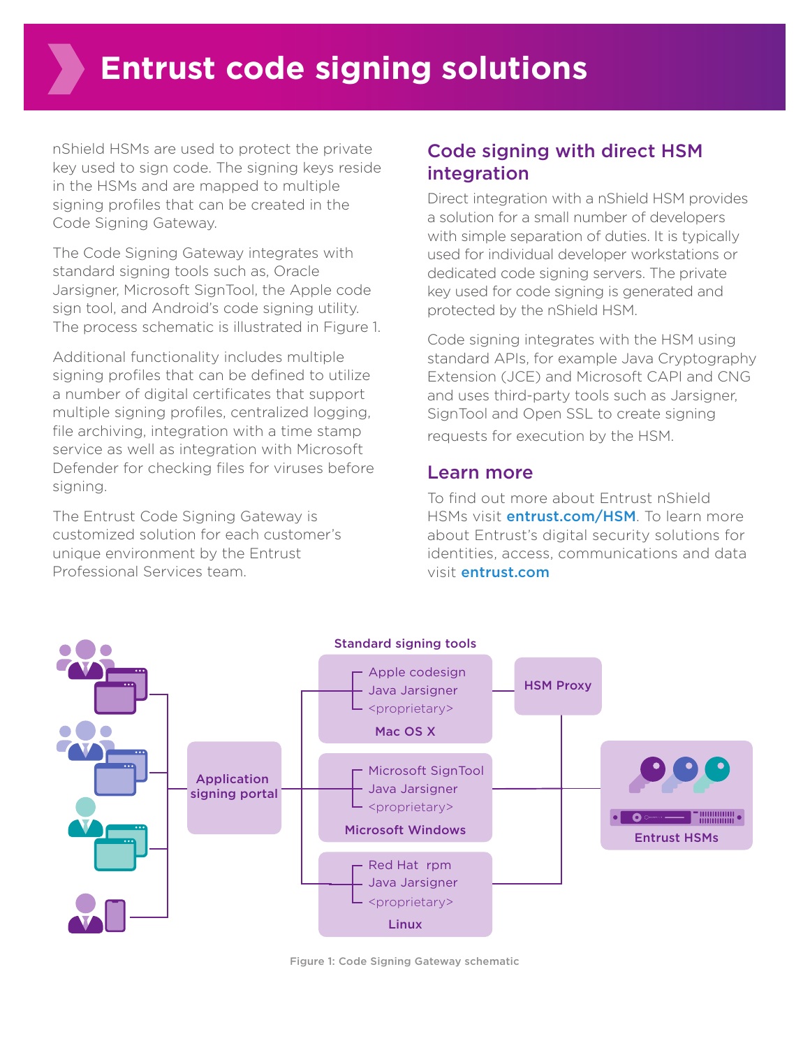# Entrust code signing solutions

nShield HSMs are used to protect the private key used to sign code. The signing keys reside in the HSMs and are mapped to multiple signing profiles that can be created in the Code Signing Gateway.

The Code Signing Gateway integrates with standard signing tools such as, Oracle Jarsigner, Microsoft SignTool, the Apple code sign tool, and Android's code signing utility. The process schematic is illustrated in Figure 1.

Additional functionality includes multiple signing profiles that can be defined to utilize a number of digital certificates that support multiple signing profiles, centralized logging, file archiving, integration with a time stamp service as well as integration with Microsoft Defender for checking files for viruses before signing.

The Entrust Code Signing Gateway is customized solution for each customer's unique environment by the Entrust Professional Services team.

## Code signing with direct HSM integration

Direct integration with a nShield HSM provides a solution for a small number of developers with simple separation of duties. It is typically used for individual developer workstations or dedicated code signing servers. The private key used for code signing is generated and protected by the nShield HSM.

Code signing integrates with the HSM using standard APIs, for example Java Cryptography Extension (JCE) and Microsoft CAPI and CNG and uses third-party tools such as Jarsigner, SignTool and Open SSL to create signing requests for execution by the HSM.

## Learn more

To find out more about Entrust nShield HSMs visit **entrust.com/HSM**. To learn more about Entrust's digital security solutions for identities, access, communications and data visit **entrust.com**

Standard signing tools

Application signing portal

Apple codesign
Java Jarsigner
<proprietary>
Mac OS X

Microsoft SignTool
Java Jarsigner
<proprietary>
Microsoft Windows

Red Hat rpm
Java Jarsigner
<proprietary>
Linux

HSM Proxy

Entrust HSMs

Figure 1: Code Signing Gateway schematic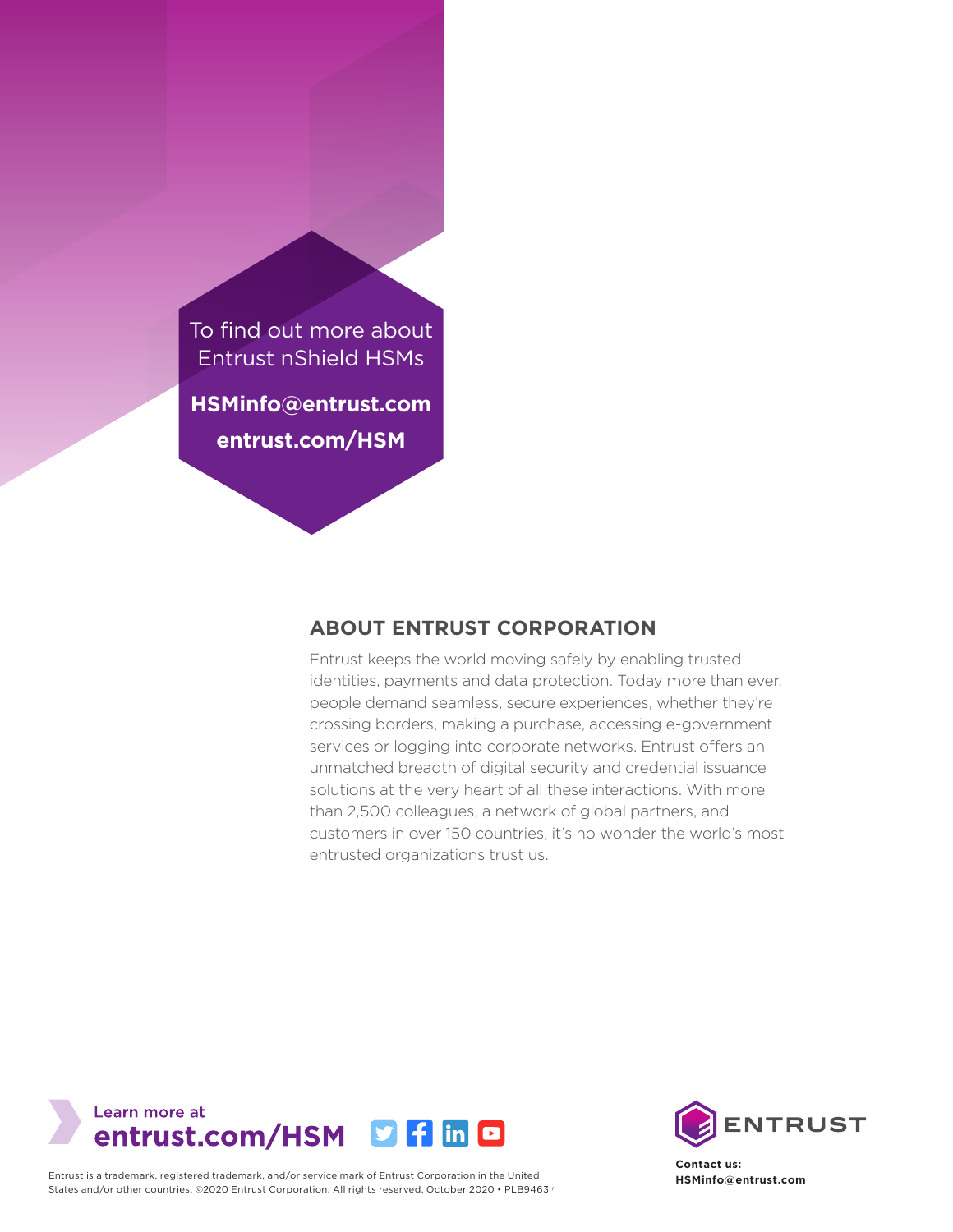To find out more about Entrust nShield HSMs

**HSMinfo@entrust.com**

**entrust.com/HSM**

## ABOUT ENTRUST CORPORATION

Entrust keeps the world moving safely by enabling trusted identities, payments and data protection. Today more than ever, people demand seamless, secure experiences, whether they're crossing borders, making a purchase, accessing e-government services or logging into corporate networks. Entrust offers an unmatched breadth of digital security and credential issuance solutions at the very heart of all these interactions. With more than 2,500 colleagues, a network of global partners, and customers in over 150 countries, it's no wonder the world's most entrusted organizations trust us.

Learn more at
**entrust.com/HSM**

ENTRUST

**Contact us:**
**HSMinfo@entrust.com**

Entrust is a trademark, registered trademark, and/or service mark of Entrust Corporation in the United States and/or other countries. ©2020 Entrust Corporation. All rights reserved. October 2020 • PLB9463